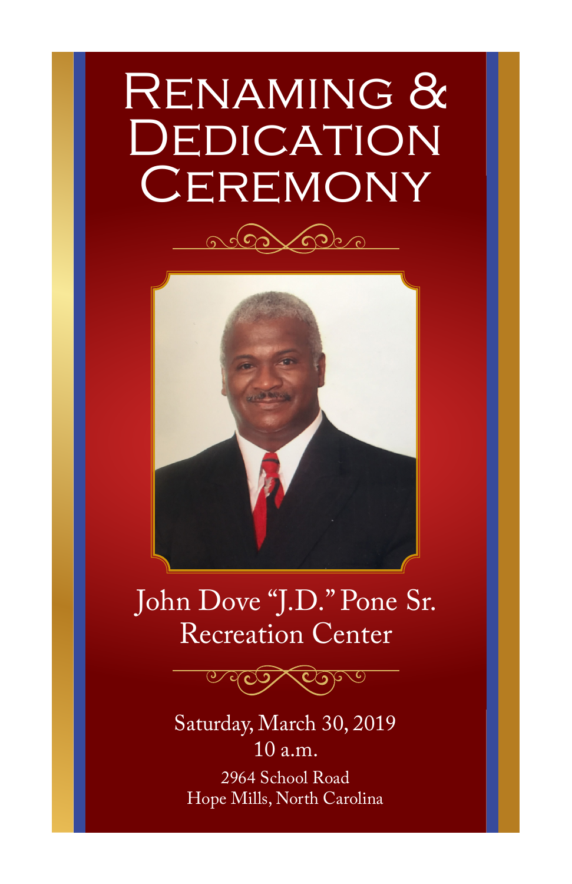# Renaming & Dedication Ceremony

## John Dove "J.D." Pone Sr. Recreation Center

Saturday, March 30, 2019
10 a.m.

2964 School Road
Hope Mills, North Carolina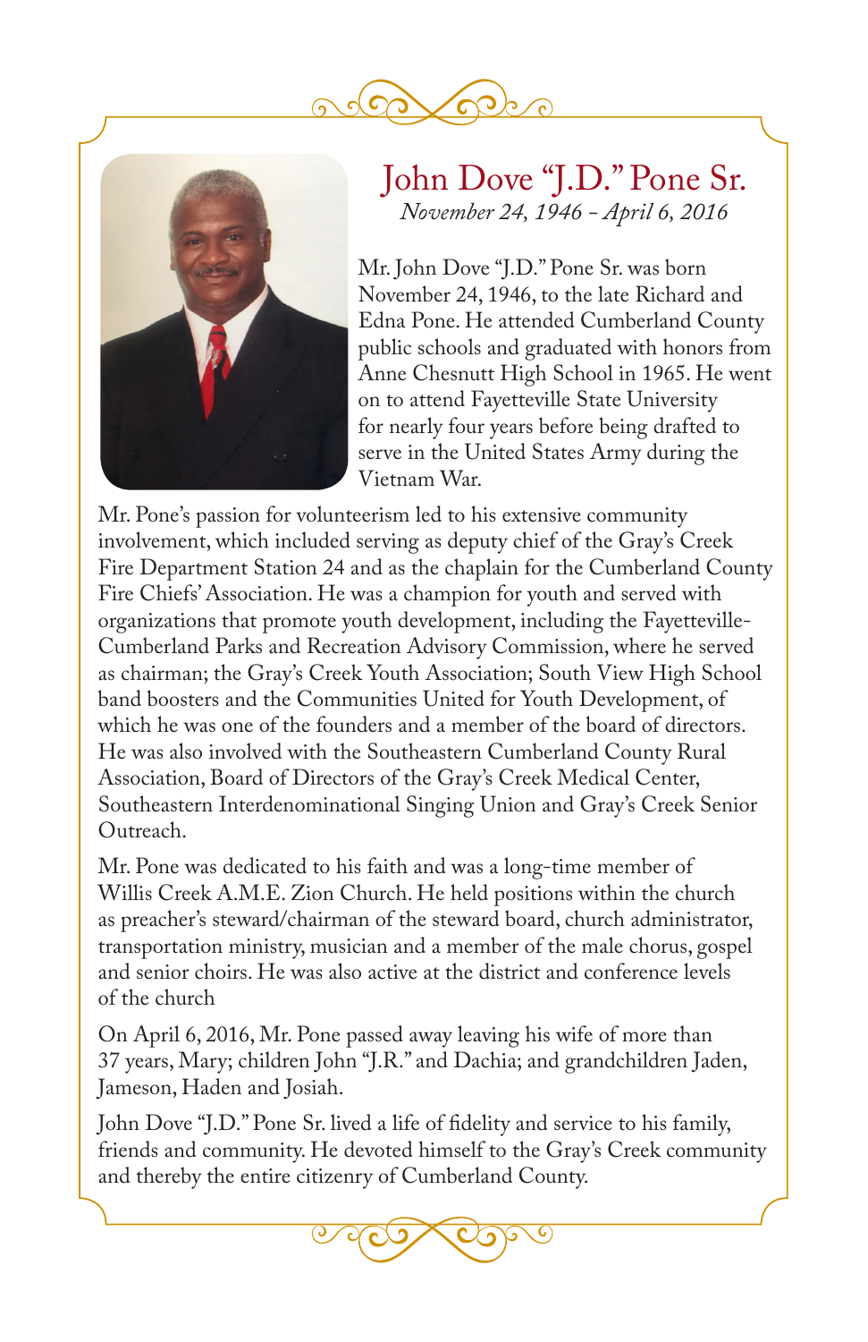# John Dove "J.D." Pone Sr.

*November 24, 1946 - April 6, 2016*

Mr. John Dove "J.D." Pone Sr. was born November 24, 1946, to the late Richard and Edna Pone. He attended Cumberland County public schools and graduated with honors from Anne Chesnutt High School in 1965. He went on to attend Fayetteville State University for nearly four years before being drafted to serve in the United States Army during the Vietnam War.

Mr. Pone's passion for volunteerism led to his extensive community involvement, which included serving as deputy chief of the Gray's Creek Fire Department Station 24 and as the chaplain for the Cumberland County Fire Chiefs' Association. He was a champion for youth and served with organizations that promote youth development, including the Fayetteville-Cumberland Parks and Recreation Advisory Commission, where he served as chairman; the Gray's Creek Youth Association; South View High School band boosters and the Communities United for Youth Development, of which he was one of the founders and a member of the board of directors. He was also involved with the Southeastern Cumberland County Rural Association, Board of Directors of the Gray's Creek Medical Center, Southeastern Interdenominational Singing Union and Gray's Creek Senior Outreach.

Mr. Pone was dedicated to his faith and was a long-time member of Willis Creek A.M.E. Zion Church. He held positions within the church as preacher's steward/chairman of the steward board, church administrator, transportation ministry, musician and a member of the male chorus, gospel and senior choirs. He was also active at the district and conference levels of the church

On April 6, 2016, Mr. Pone passed away leaving his wife of more than 37 years, Mary; children John "J.R." and Dachia; and grandchildren Jaden, Jameson, Haden and Josiah.

John Dove "J.D." Pone Sr. lived a life of fidelity and service to his family, friends and community. He devoted himself to the Gray's Creek community and thereby the entire citizenry of Cumberland County.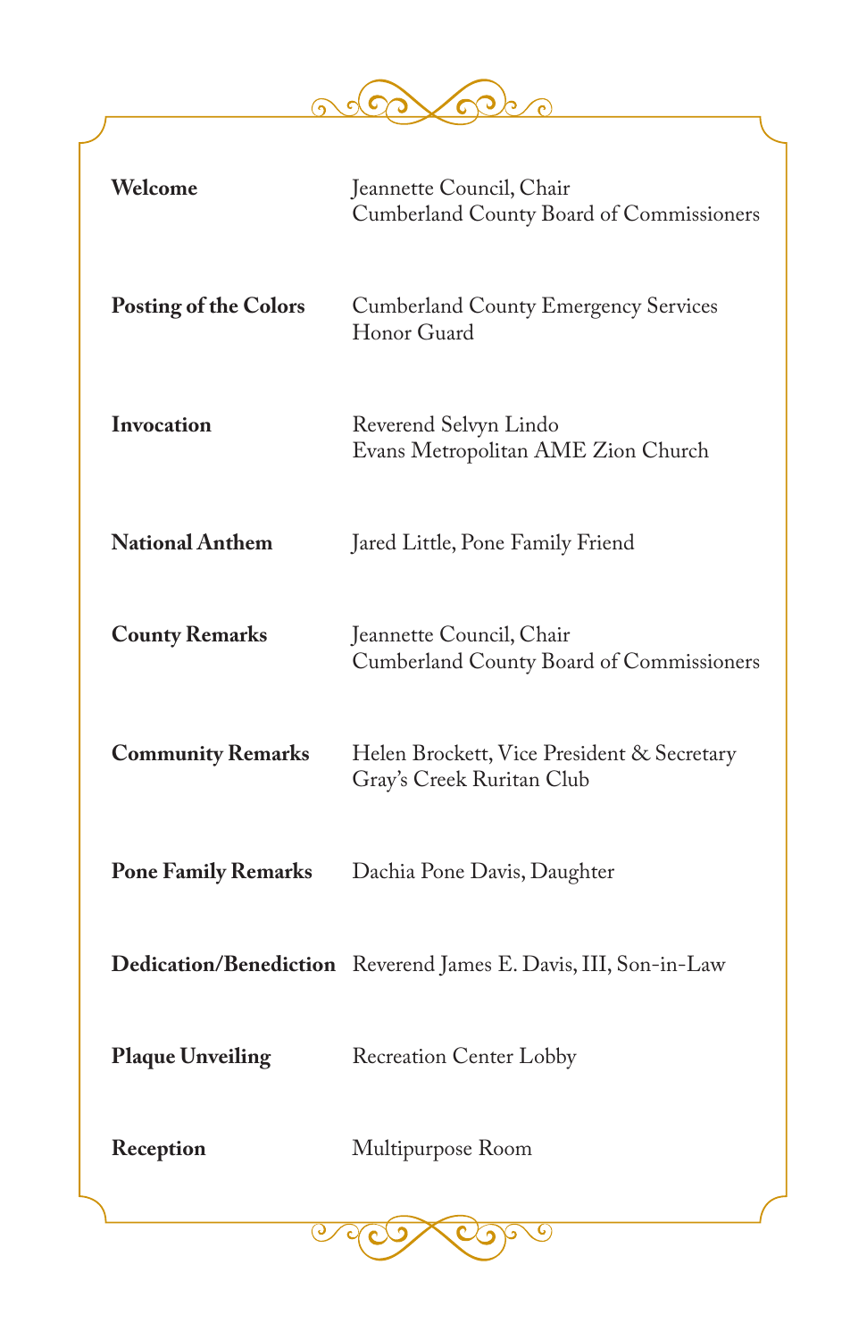**Welcome** Jeannette Council, Chair
Cumberland County Board of Commissioners

**Posting of the Colors** Cumberland County Emergency Services
Honor Guard

**Invocation** Reverend Selvyn Lindo
Evans Metropolitan AME Zion Church

**National Anthem** Jared Little, Pone Family Friend

**County Remarks** Jeannette Council, Chair
Cumberland County Board of Commissioners

**Community Remarks** Helen Brockett, Vice President & Secretary
Gray's Creek Ruritan Club

**Pone Family Remarks** Dachia Pone Davis, Daughter

**Dedication/Benediction** Reverend James E. Davis, III, Son-in-Law

**Plaque Unveiling** Recreation Center Lobby

**Reception** Multipurpose Room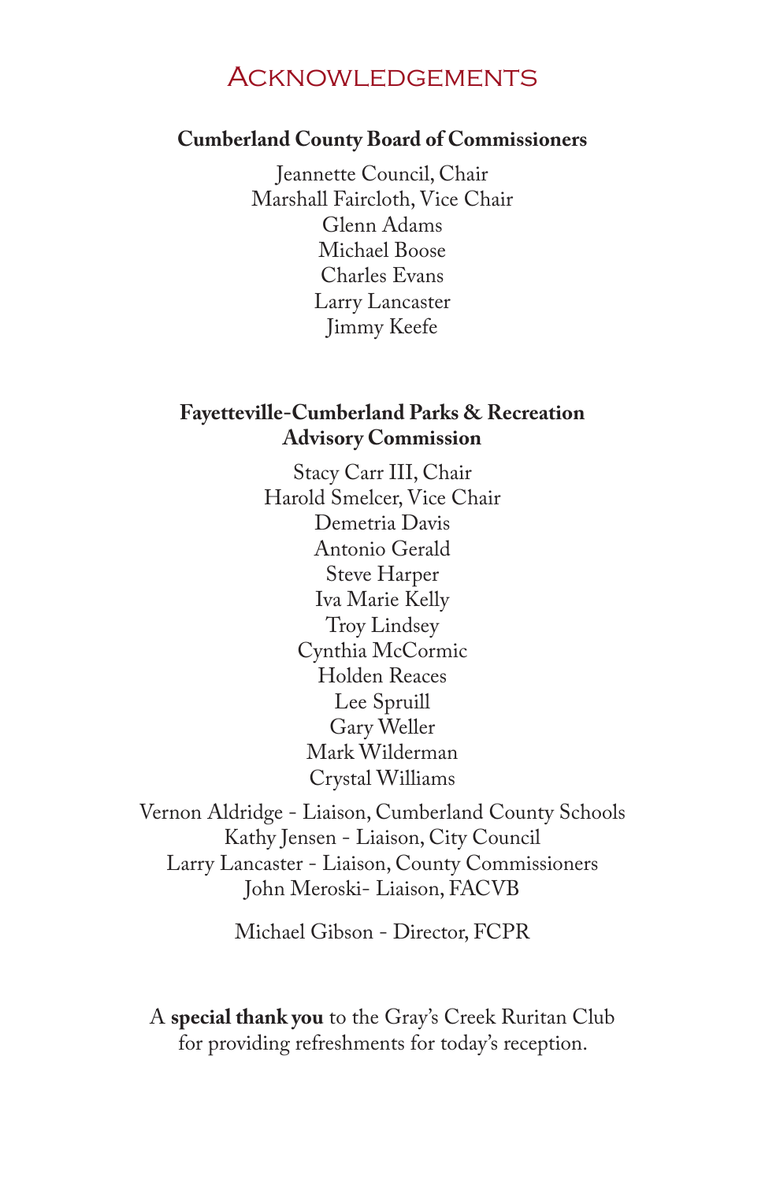# Acknowledgements

**Cumberland County Board of Commissioners**

Jeannette Council, Chair
Marshall Faircloth, Vice Chair
Glenn Adams
Michael Boose
Charles Evans
Larry Lancaster
Jimmy Keefe

**Fayetteville-Cumberland Parks & Recreation Advisory Commission**

Stacy Carr III, Chair
Harold Smelcer, Vice Chair
Demetria Davis
Antonio Gerald
Steve Harper
Iva Marie Kelly
Troy Lindsey
Cynthia McCormic
Holden Reaces
Lee Spruill
Gary Weller
Mark Wilderman
Crystal Williams

Vernon Aldridge - Liaison, Cumberland County Schools
Kathy Jensen - Liaison, City Council
Larry Lancaster - Liaison, County Commissioners
John Meroski- Liaison, FACVB

Michael Gibson - Director, FCPR

A **special thank you** to the Gray's Creek Ruritan Club for providing refreshments for today's reception.